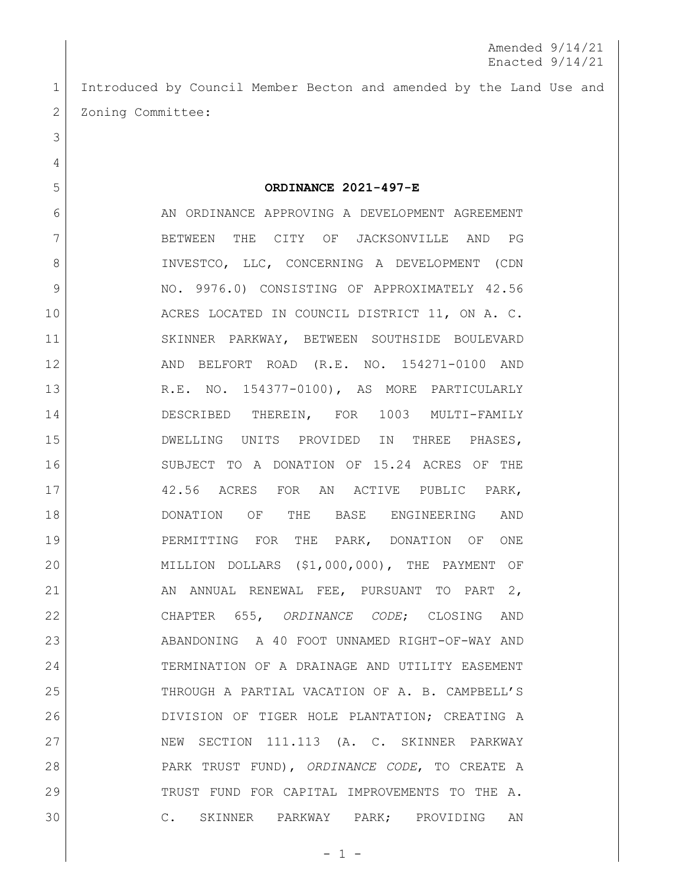Amended 9/14/21
Enacted 9/14/21

Introduced by Council Member Becton and amended by the Land Use and Zoning Committee:

**ORDINANCE 2021-497-E**

AN ORDINANCE APPROVING A DEVELOPMENT AGREEMENT BETWEEN THE CITY OF JACKSONVILLE AND PG INVESTCO, LLC, CONCERNING A DEVELOPMENT (CDN NO. 9976.0) CONSISTING OF APPROXIMATELY 42.56 ACRES LOCATED IN COUNCIL DISTRICT 11, ON A. C. SKINNER PARKWAY, BETWEEN SOUTHSIDE BOULEVARD AND BELFORT ROAD (R.E. NO. 154271-0100 AND R.E. NO. 154377-0100), AS MORE PARTICULARLY DESCRIBED THEREIN, FOR 1003 MULTI-FAMILY DWELLING UNITS PROVIDED IN THREE PHASES, SUBJECT TO A DONATION OF 15.24 ACRES OF THE 42.56 ACRES FOR AN ACTIVE PUBLIC PARK, DONATION OF THE BASE ENGINEERING AND PERMITTING FOR THE PARK, DONATION OF ONE MILLION DOLLARS ($1,000,000), THE PAYMENT OF AN ANNUAL RENEWAL FEE, PURSUANT TO PART 2, CHAPTER 655, *ORDINANCE CODE*; CLOSING AND ABANDONING A 40 FOOT UNNAMED RIGHT-OF-WAY AND TERMINATION OF A DRAINAGE AND UTILITY EASEMENT THROUGH A PARTIAL VACATION OF A. B. CAMPBELL'S DIVISION OF TIGER HOLE PLANTATION; CREATING A NEW SECTION 111.113 (A. C. SKINNER PARKWAY PARK TRUST FUND), *ORDINANCE CODE*, TO CREATE A TRUST FUND FOR CAPITAL IMPROVEMENTS TO THE A. C. SKINNER PARKWAY PARK; PROVIDING AN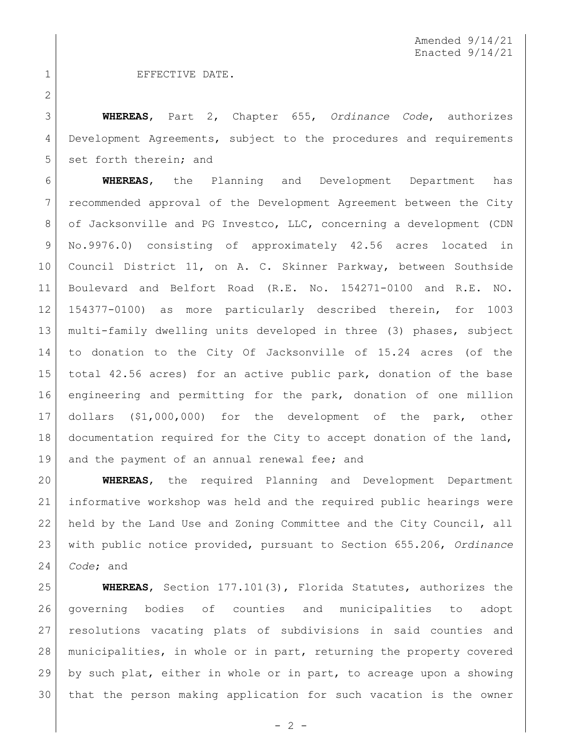Amended 9/14/21
Enacted 9/14/21

EFFECTIVE DATE.

**WHEREAS**, Part 2, Chapter 655, *Ordinance Code*, authorizes Development Agreements, subject to the procedures and requirements set forth therein; and

**WHEREAS**, the Planning and Development Department has recommended approval of the Development Agreement between the City of Jacksonville and PG Investco, LLC, concerning a development (CDN No.9976.0) consisting of approximately 42.56 acres located in Council District 11, on A. C. Skinner Parkway, between Southside Boulevard and Belfort Road (R.E. No. 154271-0100 and R.E. NO. 154377-0100) as more particularly described therein, for 1003 multi-family dwelling units developed in three (3) phases, subject to donation to the City Of Jacksonville of 15.24 acres (of the total 42.56 acres) for an active public park, donation of the base engineering and permitting for the park, donation of one million dollars ($1,000,000) for the development of the park, other documentation required for the City to accept donation of the land, and the payment of an annual renewal fee; and

**WHEREAS**, the required Planning and Development Department informative workshop was held and the required public hearings were held by the Land Use and Zoning Committee and the City Council, all with public notice provided, pursuant to Section 655.206, *Ordinance Code*; and

**WHEREAS**, Section 177.101(3), Florida Statutes, authorizes the governing bodies of counties and municipalities to adopt resolutions vacating plats of subdivisions in said counties and municipalities, in whole or in part, returning the property covered by such plat, either in whole or in part, to acreage upon a showing that the person making application for such vacation is the owner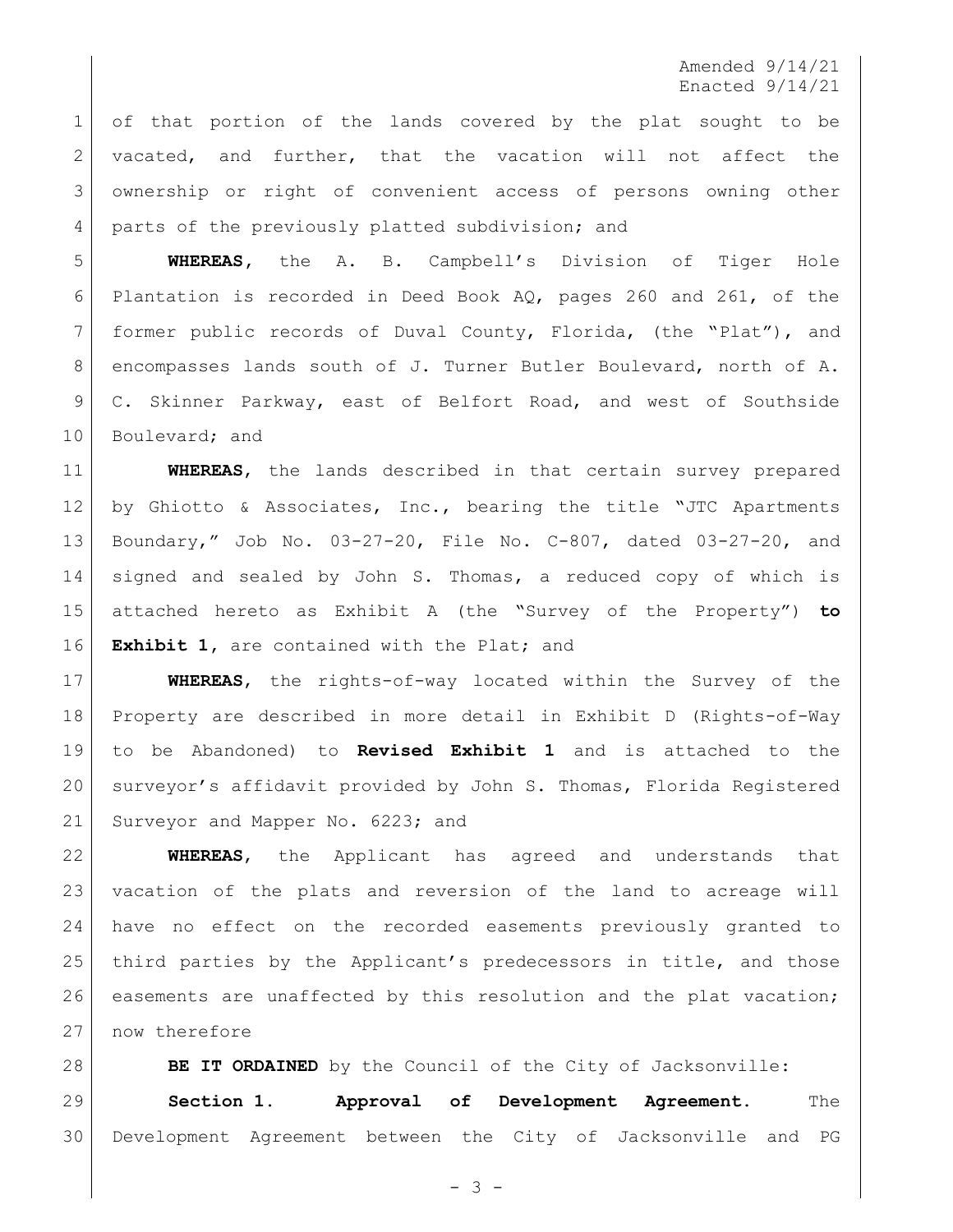Amended 9/14/21
Enacted 9/14/21

of that portion of the lands covered by the plat sought to be vacated, and further, that the vacation will not affect the ownership or right of convenient access of persons owning other parts of the previously platted subdivision; and

**WHEREAS**, the A. B. Campbell's Division of Tiger Hole Plantation is recorded in Deed Book AQ, pages 260 and 261, of the former public records of Duval County, Florida, (the "Plat"), and encompasses lands south of J. Turner Butler Boulevard, north of A. C. Skinner Parkway, east of Belfort Road, and west of Southside Boulevard; and

**WHEREAS**, the lands described in that certain survey prepared by Ghiotto & Associates, Inc., bearing the title "JTC Apartments Boundary," Job No. 03-27-20, File No. C-807, dated 03-27-20, and signed and sealed by John S. Thomas, a reduced copy of which is attached hereto as Exhibit A (the "Survey of the Property") **to Exhibit 1**, are contained with the Plat; and

**WHEREAS**, the rights-of-way located within the Survey of the Property are described in more detail in Exhibit D (Rights-of-Way to be Abandoned) to **Revised Exhibit 1** and is attached to the surveyor's affidavit provided by John S. Thomas, Florida Registered Surveyor and Mapper No. 6223; and

**WHEREAS**, the Applicant has agreed and understands that vacation of the plats and reversion of the land to acreage will have no effect on the recorded easements previously granted to third parties by the Applicant's predecessors in title, and those easements are unaffected by this resolution and the plat vacation; now therefore

**BE IT ORDAINED** by the Council of the City of Jacksonville:

**Section 1. Approval of Development Agreement.** The Development Agreement between the City of Jacksonville and PG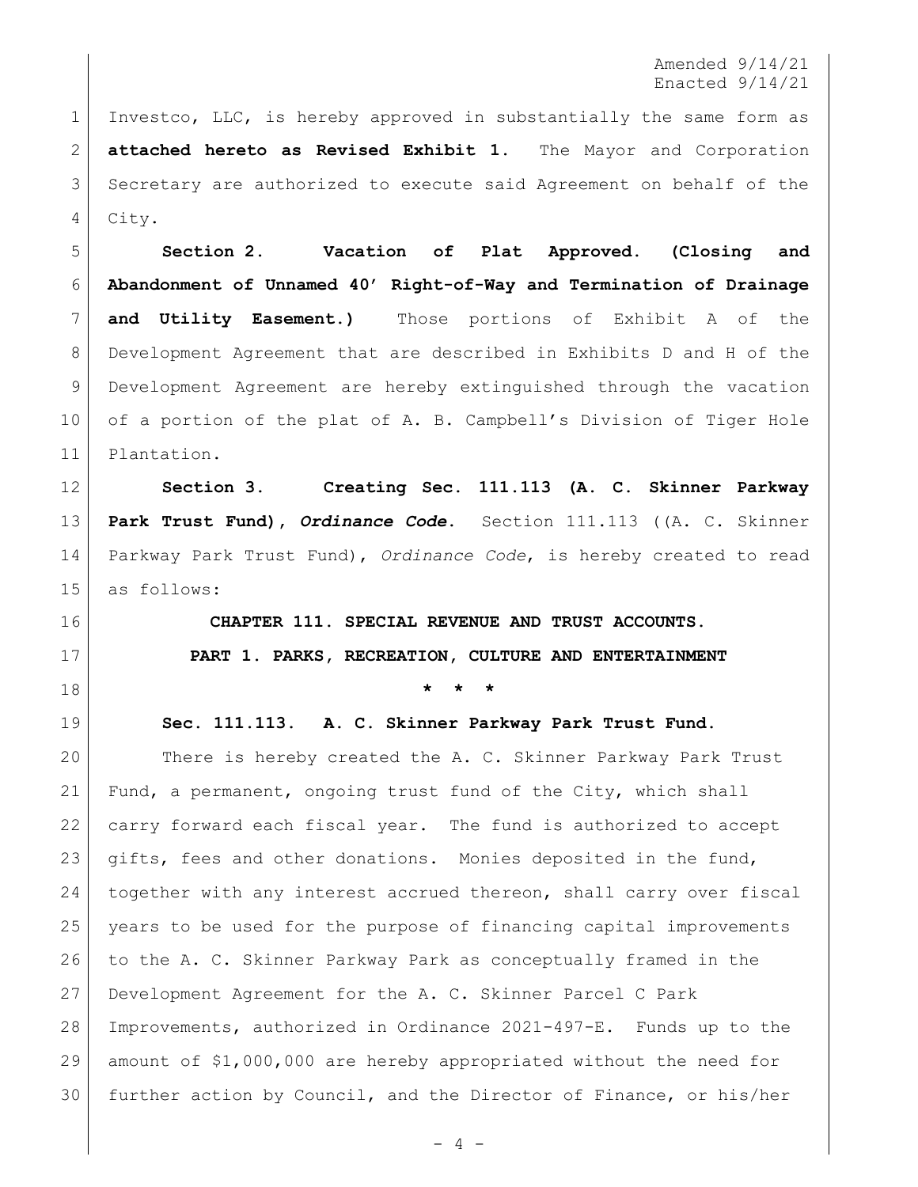Investco, LLC, is hereby approved in substantially the same form as **attached hereto as Revised Exhibit 1**. The Mayor and Corporation Secretary are authorized to execute said Agreement on behalf of the City.

**Section 2. Vacation of Plat Approved. (Closing and Abandonment of Unnamed 40' Right-of-Way and Termination of Drainage and Utility Easement.)** Those portions of Exhibit A of the Development Agreement that are described in Exhibits D and H of the Development Agreement are hereby extinguished through the vacation of a portion of the plat of A. B. Campbell's Division of Tiger Hole Plantation.

**Section 3. Creating Sec. 111.113 (A. C. Skinner Parkway Park Trust Fund), *Ordinance Code*.** Section 111.113 ((A. C. Skinner Parkway Park Trust Fund), *Ordinance Code*, is hereby created to read as follows:

**CHAPTER 111. SPECIAL REVENUE AND TRUST ACCOUNTS.**

**PART 1. PARKS, RECREATION, CULTURE AND ENTERTAINMENT**

**\* \* \***

**Sec. 111.113. A. C. Skinner Parkway Park Trust Fund.**

There is hereby created the A. C. Skinner Parkway Park Trust Fund, a permanent, ongoing trust fund of the City, which shall carry forward each fiscal year. The fund is authorized to accept gifts, fees and other donations. Monies deposited in the fund, together with any interest accrued thereon, shall carry over fiscal years to be used for the purpose of financing capital improvements to the A. C. Skinner Parkway Park as conceptually framed in the Development Agreement for the A. C. Skinner Parcel C Park Improvements, authorized in Ordinance 2021-497-E. Funds up to the amount of $1,000,000 are hereby appropriated without the need for further action by Council, and the Director of Finance, or his/her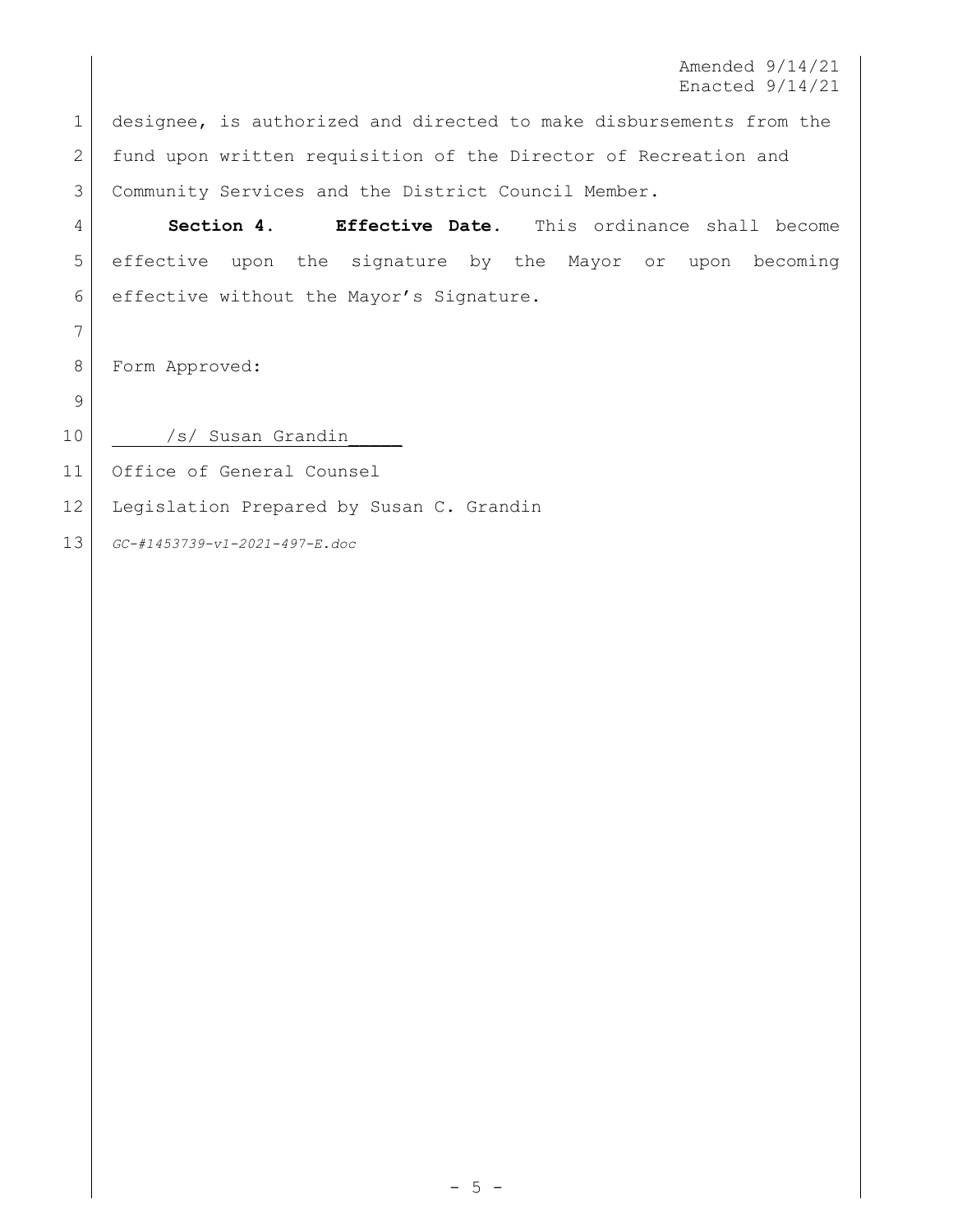Amended 9/14/21
Enacted 9/14/21

designee, is authorized and directed to make disbursements from the fund upon written requisition of the Director of Recreation and Community Services and the District Council Member.

**Section 4. Effective Date.** This ordinance shall become effective upon the signature by the Mayor or upon becoming effective without the Mayor's Signature.

Form Approved:

/s/ Susan Grandin

Office of General Counsel

Legislation Prepared by Susan C. Grandin

*GC-#1453739-v1-2021-497-E.doc*